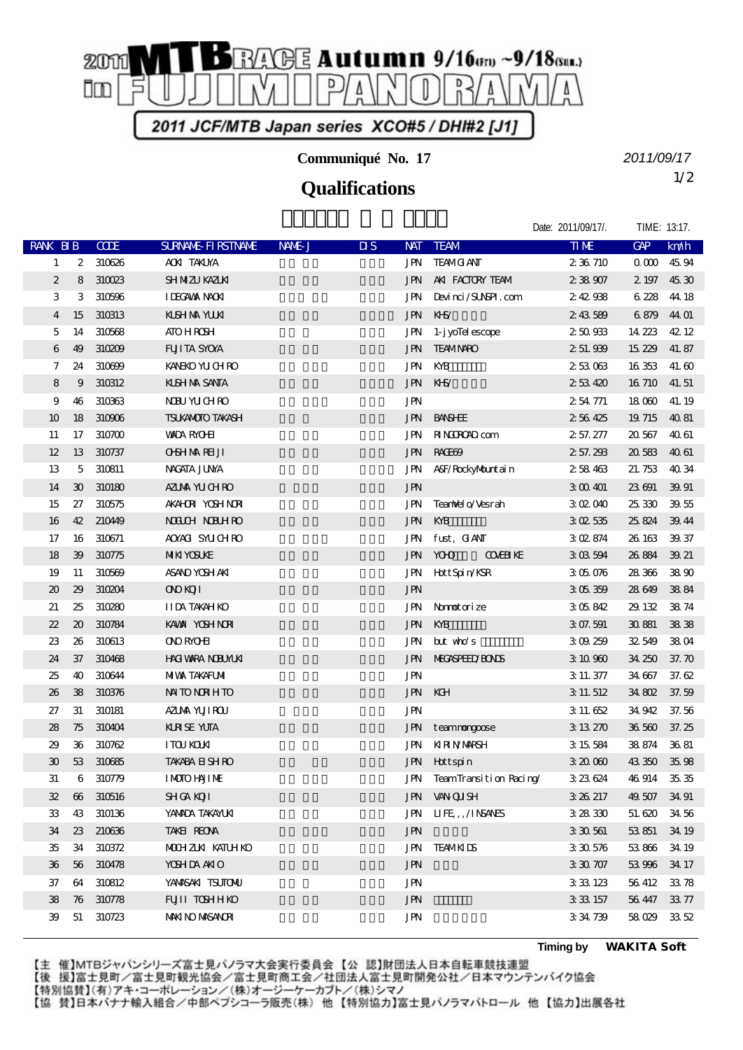# 2011 MTB RACE Autumn 9/16(Fri) ~9/18(Sun.) in FUJIMI PANORAMA

2011 JCF/MTB Japan series XCO#5 / DHI#2 [J1]

**Communiqué No. 17**

2011/09/17

## Qualifications

Date: 2011/09/17/. TIME: 13:17.

| RANK | BIB | CODE | SURNAME-FIRSTNAME | NAME-J | DIS | NAT | TEAM | TIME | GAP | km/h |
|---|---|---|---|---|---|---|---|---|---|---|
| 1 | 2 | 310626 | AOKI TAKUYA | | | JPN | TEAM GIANT | 2:36.710 | 0.000 | 45.94 |
| 2 | 8 | 310023 | SHIMIZU KAZUKI | | | JPN | AKI FACTORY TEAM | 2:38.907 | 2.197 | 45.30 |
| 3 | 3 | 310596 | IDEGAWA NAOKI | | | JPN | Devinci/SUNSPI.com | 2:42.938 | 6.228 | 44.18 |
| 4 | 15 | 310313 | KUSHIMA YUUKI | | | JPN | KHS/ | 2:43.589 | 6.879 | 44.01 |
| 5 | 14 | 310568 | ATO HIROSHI | | | JPN | 1-jyoTelescope | 2:50.933 | 14.223 | 42.12 |
| 6 | 49 | 310209 | FUJITA SYOYA | | | JPN | TEAM NARO | 2:51.939 | 15.229 | 41.87 |
| 7 | 24 | 310699 | KANEKO YUICHIRO | | | JPN | KYB | 2:53.063 | 16.353 | 41.60 |
| 8 | 9 | 310312 | KUSHIMA SANTA | | | JPN | KHS/ | 2:53.420 | 16.710 | 41.51 |
| 9 | 46 | 310363 | NOBU YUICHIRO | | | JPN | | 2:54.771 | 18.060 | 41.19 |
| 10 | 18 | 310906 | TSUKAMOTO TAKASHI | | | JPN | BANSHEE | 2:56.425 | 19.715 | 40.81 |
| 11 | 17 | 310700 | WADA RYOHEI | | | JPN | RINGOROAD.com | 2:57.277 | 20.567 | 40.61 |
| 12 | 13 | 310737 | OHSHIMA REIJI | | | JPN | RACE69 | 2:57.293 | 20.583 | 40.61 |
| 13 | 5 | 310811 | NAGATA JUNYA | | | JPN | ASF/RockyMountain | 2:58.463 | 21.753 | 40.34 |
| 14 | 30 | 310180 | AZUMA YUICHIRO | | | JPN | | 3:00.401 | 23.691 | 39.91 |
| 15 | 27 | 310575 | AKAHORI YOSHINORI | | | JPN | TeamVelo/Vesrah | 3:02.040 | 25.330 | 39.55 |
| 16 | 42 | 210449 | NOGUCHI NOBUHIRO | | | JPN | KYB | 3:02.535 | 25.824 | 39.44 |
| 17 | 16 | 310671 | AOYAGI SYUICHIRO | | | JPN | fust, GIANT | 3:02.874 | 26.163 | 39.37 |
| 18 | 39 | 310775 | MIKI YOSUKE | | | JPN | YOHO COVEBIKE | 3:03.594 | 26.884 | 39.21 |
| 19 | 11 | 310569 | ASANO YOSHIAKI | | | JPN | HottSpin/KSR | 3:05.076 | 28.366 | 38.90 |
| 20 | 29 | 310204 | ONO KOJI | | | JPN | | 3:05.359 | 28.649 | 38.84 |
| 21 | 25 | 310280 | IIDA TAKAHIKO | | | JPN | Nonmotorize | 3:05.842 | 29.132 | 38.74 |
| 22 | 20 | 310784 | KAWAI YOSHINORI | | | JPN | KYB | 3:07.591 | 30.881 | 38.38 |
| 23 | 26 | 310613 | ONO RYOHEI | | | JPN | but who's | 3:09.259 | 32.549 | 38.04 |
| 24 | 37 | 310468 | HAGIWARA NOBUYUKI | | | JPN | MEGASPEED/BONDS | 3:10.960 | 34.250 | 37.70 |
| 25 | 40 | 310644 | MIWA TAKAFUMI | | | JPN | | 3:11.377 | 34.667 | 37.62 |
| 26 | 38 | 310376 | NAITO NORIHITO | | | JPN | KGH | 3:11.512 | 34.802 | 37.59 |
| 27 | 31 | 310181 | AZUMA YUJIROU | | | JPN | | 3:11.652 | 34.942 | 37.56 |
| 28 | 75 | 310404 | KURISE YUTA | | | JPN | teammongoose | 3:13.270 | 36.560 | 37.25 |
| 29 | 36 | 310762 | ITOU KOUKI | | | JPN | KIRIN/MARSH | 3:15.584 | 38.874 | 36.81 |
| 30 | 53 | 310685 | TAKABA EISHIRO | | | JPN | Hottspin | 3:20.060 | 43.350 | 35.98 |
| 31 | 6 | 310779 | IMOTO HAJIME | | | JPN | TeamTransition Racing/ | 3:23.624 | 46.914 | 35.35 |
| 32 | 66 | 310516 | SHIGA KOJI | | | JPN | VANQUISH | 3:26.217 | 49.507 | 34.91 |
| 33 | 43 | 310136 | YAMADA TAKAYUKI | | | JPN | LIFE,,,/INSANES | 3:28.330 | 51.620 | 34.56 |
| 34 | 23 | 210636 | TAKEI REONA | | | JPN | | 3:30.561 | 53.851 | 34.19 |
| 35 | 34 | 310372 | MOCHIZUKI KATUHIKO | | | JPN | TEAMKIDS | 3:30.576 | 53.866 | 34.19 |
| 36 | 56 | 310478 | YOSHIDA AKIO | | | JPN | | 3:30.707 | 53.996 | 34.17 |
| 37 | 64 | 310812 | YAMASAKI TSUTOMU | | | JPN | | 3:33.123 | 56.412 | 33.78 |
| 38 | 76 | 310778 | FUJII TOSHIHIKO | | | JPN | | 3:33.157 | 56.447 | 33.77 |
| 39 | 51 | 310723 | MAKINO MASANORI | | | JPN | | 3:34.739 | 58.029 | 33.52 |

**Timing by WAKITA Soft**

【主 催】MTBジャパンシリーズ富士見パノラマ大会実行委員会 【公 認】財団法人日本自転車競技連盟
【後 援】富士見町／富士見町観光協会／富士見町商工会／社団法人富士見町開発公社／日本マウンテンバイク協会
【特別協賛】(有)アキ・コーポレーション／(株)オージーケーカブト／(株)シマノ
【協 賛】日本バナナ輸入組合／中部ペプシコーラ販売(株) 他 【特別協力】富士見パノラマパトロール 他 【協力】出展各社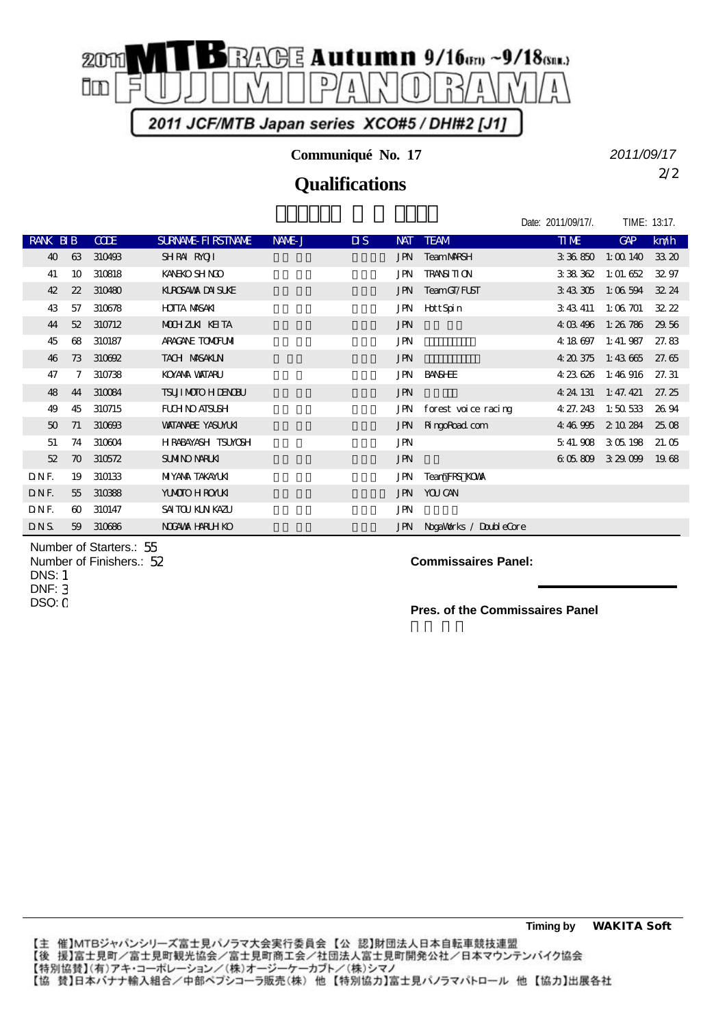2011 MTB RACE Autumn 9/16(Fri) ~9/18(Sun.) in FUJIMIPANORAMA

2011 JCF/MTB Japan series XCO#5 / DHI#2 [J1]

**Communiqué No. 17**

2011/09/17

## Qualifications

Date: 2011/09/17/. TIME: 13:17.

| RANK | BIB | CODE | SURNAME-FIRSTNAME | NAME-J | DIS | NAT | TEAM | TIME | GAP | km/h |
|---|---|---|---|---|---|---|---|---|---|---|
| 40 | 63 | 310493 | SHIRAI RYOJI | | | JPN | TeamMARSH | 3:36.850 | 1:00.140 | 33.20 |
| 41 | 10 | 310818 | KANEKO SHINGO | | | JPN | TRANSITION | 3:38.362 | 1:01.652 | 32.97 |
| 42 | 22 | 310480 | KUROSAWA DAISUKE | | | JPN | TeamGT/FUST | 3:43.305 | 1:06.594 | 32.24 |
| 43 | 57 | 310678 | HOTTA MASAKI | | | JPN | HottSpin | 3:43.411 | 1:06.701 | 32.22 |
| 44 | 52 | 310712 | MOCHIZUKI KEITA | | | JPN | | 4:03.496 | 1:26.786 | 29.56 |
| 45 | 68 | 310187 | ARAGANE TOMOFUMI | | | JPN | | 4:18.697 | 1:41.987 | 27.83 |
| 46 | 73 | 310692 | TACHI MASAKUN | | | JPN | | 4:20.375 | 1:43.665 | 27.65 |
| 47 | 7 | 310738 | KOYAMA WATARU | | | JPN | BANSHEE | 4:23.626 | 1:46.916 | 27.31 |
| 48 | 44 | 310084 | TSUJIMOTO HIDENOBU | | | JPN | | 4:24.131 | 1:47.421 | 27.25 |
| 49 | 45 | 310715 | FUCHINO ATSUSHI | | | JPN | forest voice racing | 4:27.243 | 1:50.533 | 26.94 |
| 50 | 71 | 310693 | WATANABE YASUYUKI | | | JPN | RingoRoad.com | 4:46.995 | 2:10.284 | 25.08 |
| 51 | 74 | 310604 | HIRABAYASHI TSUYOSHI | | | JPN | | 5:41.908 | 3:05.198 | 21.05 |
| 52 | 70 | 310572 | SUMINO NARUKI | | | JPN | | 6:05.809 | 3:29.099 | 19.68 |
| D.N.F. | 19 | 310133 | MIYAMA TAKAYUKI | | | JPN | Team FRS KOWA | | | |
| D.N.F. | 55 | 310388 | YUMOTO HIROYUKI | | | JPN | YOU CAN | | | |
| D.N.F. | 60 | 310147 | SAITOU KUNKAZU | | | JPN | | | | |
| D.N.S. | 59 | 310686 | NOGAWA HARUHIKO | | | JPN | NogaWorks / DoubleCore | | | |

Number of Starters.: 55
Number of Finishers.: 52
DNS: 1
DNF: 3
DSQ: 0

**Commissaires Panel:**

**Pres. of the Commissaires Panel**

**Timing by WAKITA Soft**

【主 催】MTBジャパンシリーズ富士見パノラマ大会実行委員会 【公 認】財団法人日本自転車競技連盟
【後 援】富士見町／富士見町観光協会／富士見町商工会／社団法人富士見町開発公社／日本マウンテンバイク協会
【特別協賛】(有)アキ・コーポレーション／(株)オージーケーカブト／(株)シマノ
【協 賛】日本バナナ輸入組合／中部ペプシコーラ販売(株) 他 【特別協力】富士見パノラマパトロール 他 【協力】出展各社